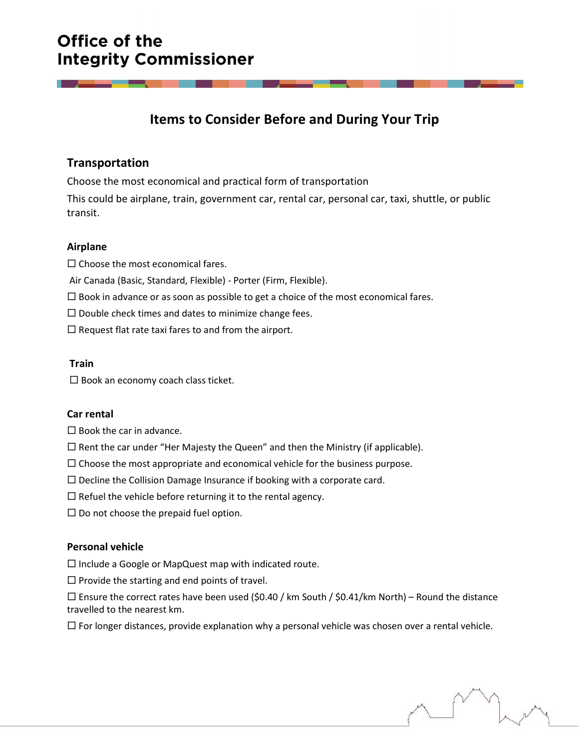# Office of the Integrity Commissioner

## Items to Consider Before and During Your Trip

### Transportation

Choose the most economical and practical form of transportation

This could be airplane, train, government car, rental car, personal car, taxi, shuttle, or public transit.

#### Airplane

☐ Choose the most economical fares.

Air Canada (Basic, Standard, Flexible) - Porter (Firm, Flexible).

☐ Book in advance or as soon as possible to get a choice of the most economical fares.

☐ Double check times and dates to minimize change fees.

☐ Request flat rate taxi fares to and from the airport.

#### Train

☐ Book an economy coach class ticket.

#### Car rental

☐ Book the car in advance.

☐ Rent the car under "Her Majesty the Queen" and then the Ministry (if applicable).

☐ Choose the most appropriate and economical vehicle for the business purpose.

☐ Decline the Collision Damage Insurance if booking with a corporate card.

☐ Refuel the vehicle before returning it to the rental agency.

☐ Do not choose the prepaid fuel option.

#### Personal vehicle

☐ Include a Google or MapQuest map with indicated route.

☐ Provide the starting and end points of travel.

☐ Ensure the correct rates have been used ($0.40 / km South / $0.41/km North) – Round the distance travelled to the nearest km.

☐ For longer distances, provide explanation why a personal vehicle was chosen over a rental vehicle.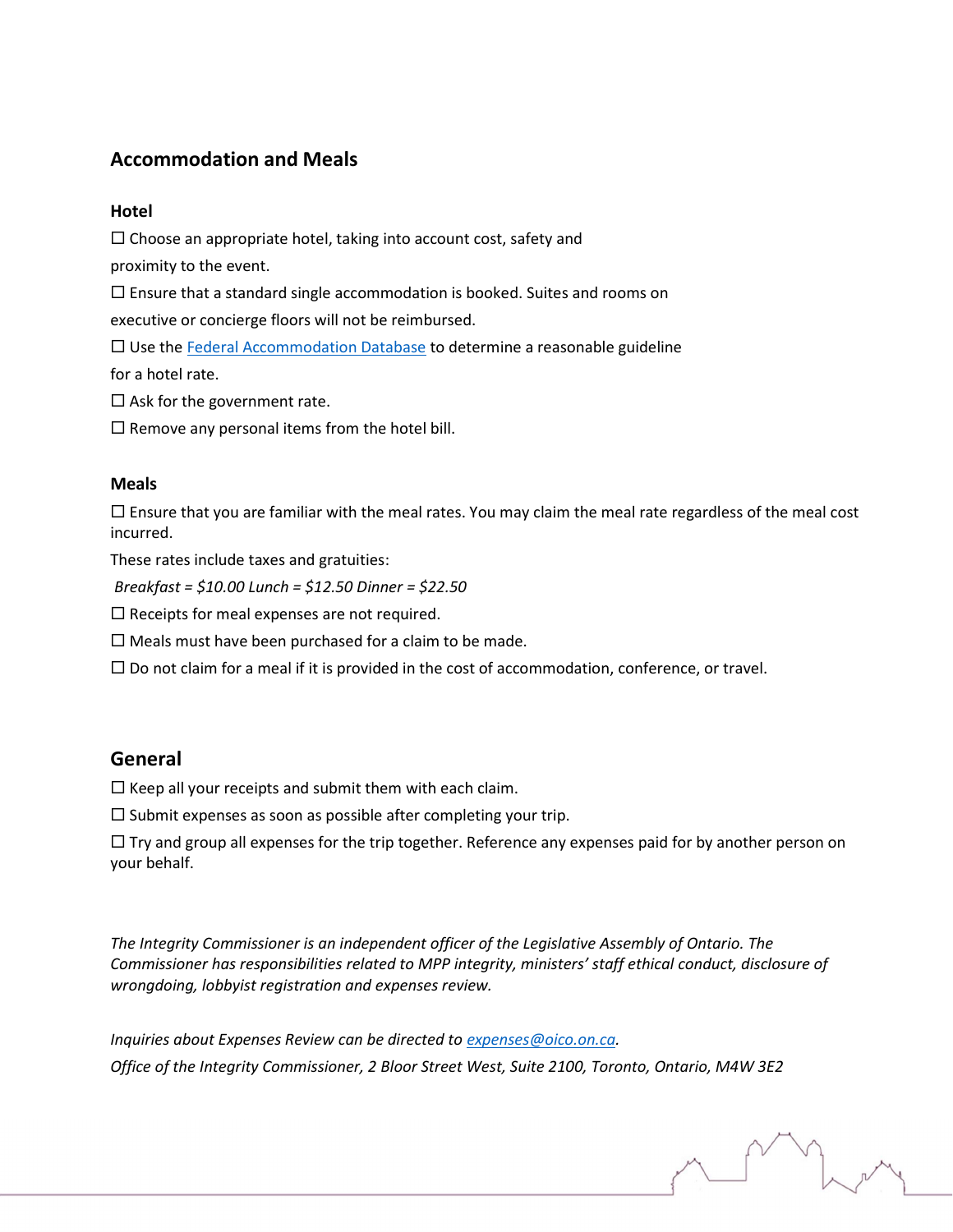## Accommodation and Meals

### Hotel

☐ Choose an appropriate hotel, taking into account cost, safety and proximity to the event.

☐ Ensure that a standard single accommodation is booked. Suites and rooms on executive or concierge floors will not be reimbursed.

☐ Use the [Federal Accommodation Database] to determine a reasonable guideline for a hotel rate.

☐ Ask for the government rate.

☐ Remove any personal items from the hotel bill.

### Meals

☐ Ensure that you are familiar with the meal rates. You may claim the meal rate regardless of the meal cost incurred.

These rates include taxes and gratuities:

*Breakfast = $10.00 Lunch = $12.50 Dinner = $22.50*

☐ Receipts for meal expenses are not required.

☐ Meals must have been purchased for a claim to be made.

☐ Do not claim for a meal if it is provided in the cost of accommodation, conference, or travel.

## General

☐ Keep all your receipts and submit them with each claim.

☐ Submit expenses as soon as possible after completing your trip.

☐ Try and group all expenses for the trip together. Reference any expenses paid for by another person on your behalf.

*The Integrity Commissioner is an independent officer of the Legislative Assembly of Ontario. The Commissioner has responsibilities related to MPP integrity, ministers' staff ethical conduct, disclosure of wrongdoing, lobbyist registration and expenses review.*

*Inquiries about Expenses Review can be directed to expenses@oico.on.ca.*

*Office of the Integrity Commissioner, 2 Bloor Street West, Suite 2100, Toronto, Ontario, M4W 3E2*